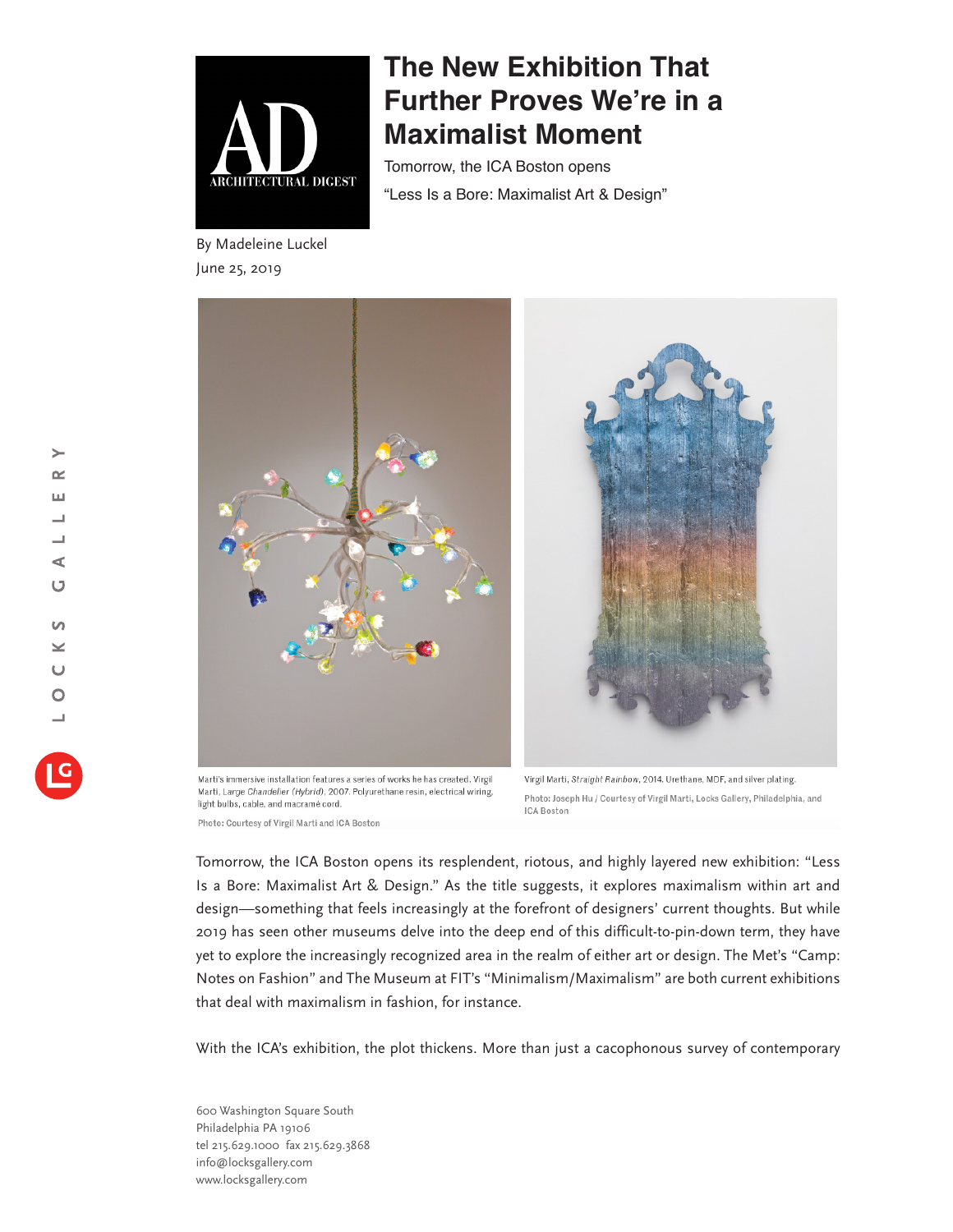# The New Exhibition That Further Proves We're in a Maximalist Moment

Tomorrow, the ICA Boston opens "Less Is a Bore: Maximalist Art & Design"

By Madeleine Luckel
June 25, 2019

Marti's immersive installation features a series of works he has created. Virgil Marti, Large *Chandelier (Hybrid)*, 2007. Polyurethane resin, electrical wiring, light bulbs, cable, and macramé cord.

Photo: Courtesy of Virgil Marti and ICA Boston

Virgil Marti, *Straight Rainbow*, 2014. Urethane, MDF, and silver plating.

Photo: Joseph Hu / Courtesy of Virgil Marti, Locks Gallery, Philadelphia, and ICA Boston

Tomorrow, the ICA Boston opens its resplendent, riotous, and highly layered new exhibition: "Less Is a Bore: Maximalist Art & Design." As the title suggests, it explores maximalism within art and design—something that feels increasingly at the forefront of designers' current thoughts. But while 2019 has seen other museums delve into the deep end of this difficult-to-pin-down term, they have yet to explore the increasingly recognized area in the realm of either art or design. The Met's "Camp: Notes on Fashion" and The Museum at FIT's "Minimalism/Maximalism" are both current exhibitions that deal with maximalism in fashion, for instance.

With the ICA's exhibition, the plot thickens. More than just a cacophonous survey of contemporary

600 Washington Square South
Philadelphia PA 19106
tel 215.629.1000 fax 215.629.3868
info@locksgallery.com
www.locksgallery.com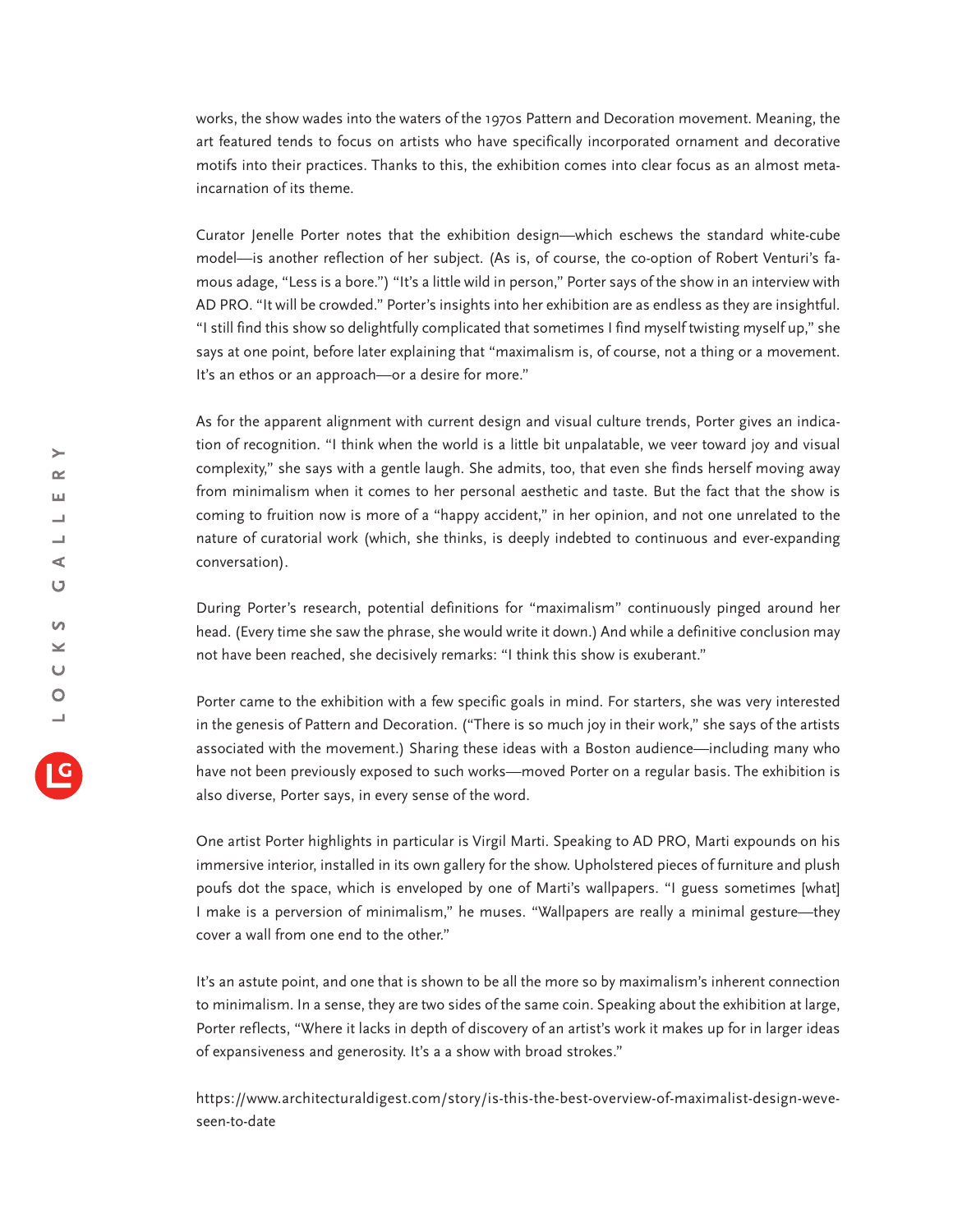works, the show wades into the waters of the 1970s Pattern and Decoration movement. Meaning, the art featured tends to focus on artists who have specifically incorporated ornament and decorative motifs into their practices. Thanks to this, the exhibition comes into clear focus as an almost meta-incarnation of its theme.

Curator Jenelle Porter notes that the exhibition design—which eschews the standard white-cube model—is another reflection of her subject. (As is, of course, the co-option of Robert Venturi's famous adage, "Less is a bore.") "It's a little wild in person," Porter says of the show in an interview with AD PRO. "It will be crowded." Porter's insights into her exhibition are as endless as they are insightful. "I still find this show so delightfully complicated that sometimes I find myself twisting myself up," she says at one point, before later explaining that "maximalism is, of course, not a thing or a movement. It's an ethos or an approach—or a desire for more."

As for the apparent alignment with current design and visual culture trends, Porter gives an indication of recognition. "I think when the world is a little bit unpalatable, we veer toward joy and visual complexity," she says with a gentle laugh. She admits, too, that even she finds herself moving away from minimalism when it comes to her personal aesthetic and taste. But the fact that the show is coming to fruition now is more of a "happy accident," in her opinion, and not one unrelated to the nature of curatorial work (which, she thinks, is deeply indebted to continuous and ever-expanding conversation).

During Porter's research, potential definitions for "maximalism" continuously pinged around her head. (Every time she saw the phrase, she would write it down.) And while a definitive conclusion may not have been reached, she decisively remarks: "I think this show is exuberant."

Porter came to the exhibition with a few specific goals in mind. For starters, she was very interested in the genesis of Pattern and Decoration. ("There is so much joy in their work," she says of the artists associated with the movement.) Sharing these ideas with a Boston audience—including many who have not been previously exposed to such works—moved Porter on a regular basis. The exhibition is also diverse, Porter says, in every sense of the word.

One artist Porter highlights in particular is Virgil Marti. Speaking to AD PRO, Marti expounds on his immersive interior, installed in its own gallery for the show. Upholstered pieces of furniture and plush poufs dot the space, which is enveloped by one of Marti's wallpapers. "I guess sometimes [what] I make is a perversion of minimalism," he muses. "Wallpapers are really a minimal gesture—they cover a wall from one end to the other."

It's an astute point, and one that is shown to be all the more so by maximalism's inherent connection to minimalism. In a sense, they are two sides of the same coin. Speaking about the exhibition at large, Porter reflects, "Where it lacks in depth of discovery of an artist's work it makes up for in larger ideas of expansiveness and generosity. It's a a show with broad strokes."

https://www.architecturaldigest.com/story/is-this-the-best-overview-of-maximalist-design-weve-seen-to-date